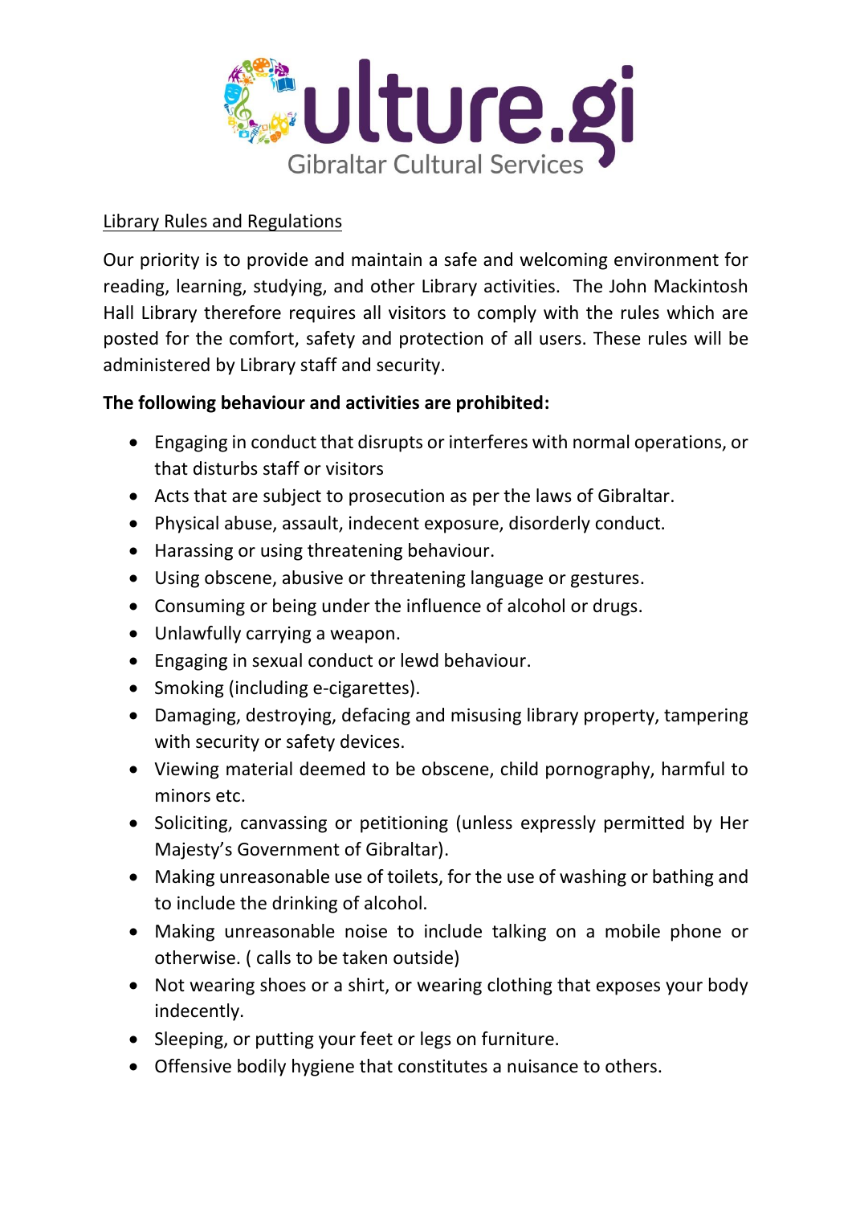Culture.gi
Gibraltar Cultural Services

Library Rules and Regulations

Our priority is to provide and maintain a safe and welcoming environment for reading, learning, studying, and other Library activities. The John Mackintosh Hall Library therefore requires all visitors to comply with the rules which are posted for the comfort, safety and protection of all users. These rules will be administered by Library staff and security.

**The following behaviour and activities are prohibited:**

- Engaging in conduct that disrupts or interferes with normal operations, or that disturbs staff or visitors
- Acts that are subject to prosecution as per the laws of Gibraltar.
- Physical abuse, assault, indecent exposure, disorderly conduct.
- Harassing or using threatening behaviour.
- Using obscene, abusive or threatening language or gestures.
- Consuming or being under the influence of alcohol or drugs.
- Unlawfully carrying a weapon.
- Engaging in sexual conduct or lewd behaviour.
- Smoking (including e-cigarettes).
- Damaging, destroying, defacing and misusing library property, tampering with security or safety devices.
- Viewing material deemed to be obscene, child pornography, harmful to minors etc.
- Soliciting, canvassing or petitioning (unless expressly permitted by Her Majesty's Government of Gibraltar).
- Making unreasonable use of toilets, for the use of washing or bathing and to include the drinking of alcohol.
- Making unreasonable noise to include talking on a mobile phone or otherwise. ( calls to be taken outside)
- Not wearing shoes or a shirt, or wearing clothing that exposes your body indecently.
- Sleeping, or putting your feet or legs on furniture.
- Offensive bodily hygiene that constitutes a nuisance to others.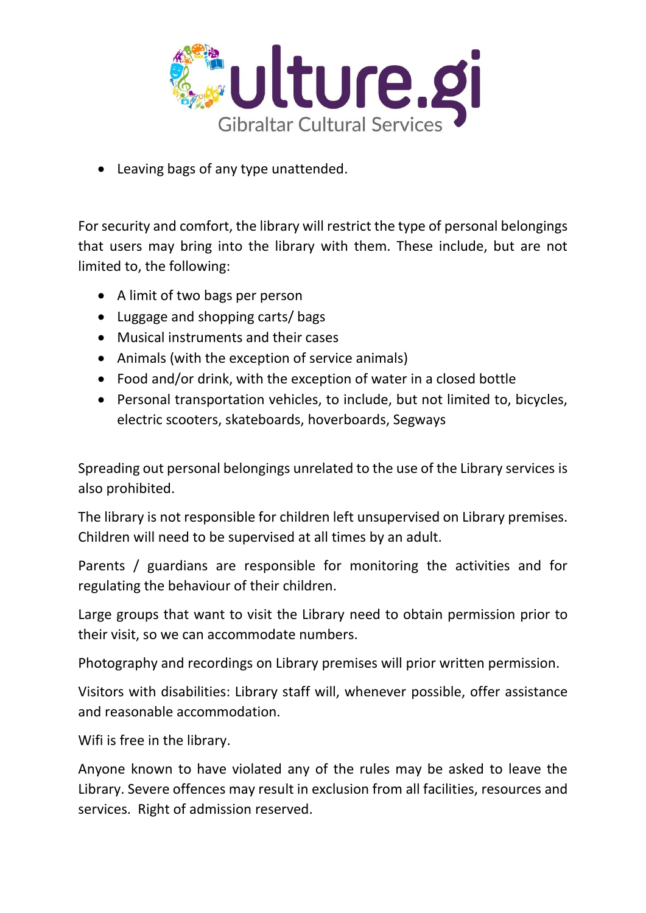- Leaving bags of any type unattended.

For security and comfort, the library will restrict the type of personal belongings that users may bring into the library with them. These include, but are not limited to, the following:

- A limit of two bags per person
- Luggage and shopping carts/ bags
- Musical instruments and their cases
- Animals (with the exception of service animals)
- Food and/or drink, with the exception of water in a closed bottle
- Personal transportation vehicles, to include, but not limited to, bicycles, electric scooters, skateboards, hoverboards, Segways

Spreading out personal belongings unrelated to the use of the Library services is also prohibited.

The library is not responsible for children left unsupervised on Library premises. Children will need to be supervised at all times by an adult.

Parents / guardians are responsible for monitoring the activities and for regulating the behaviour of their children.

Large groups that want to visit the Library need to obtain permission prior to their visit, so we can accommodate numbers.

Photography and recordings on Library premises will prior written permission.

Visitors with disabilities: Library staff will, whenever possible, offer assistance and reasonable accommodation.

Wifi is free in the library.

Anyone known to have violated any of the rules may be asked to leave the Library. Severe offences may result in exclusion from all facilities, resources and services. Right of admission reserved.